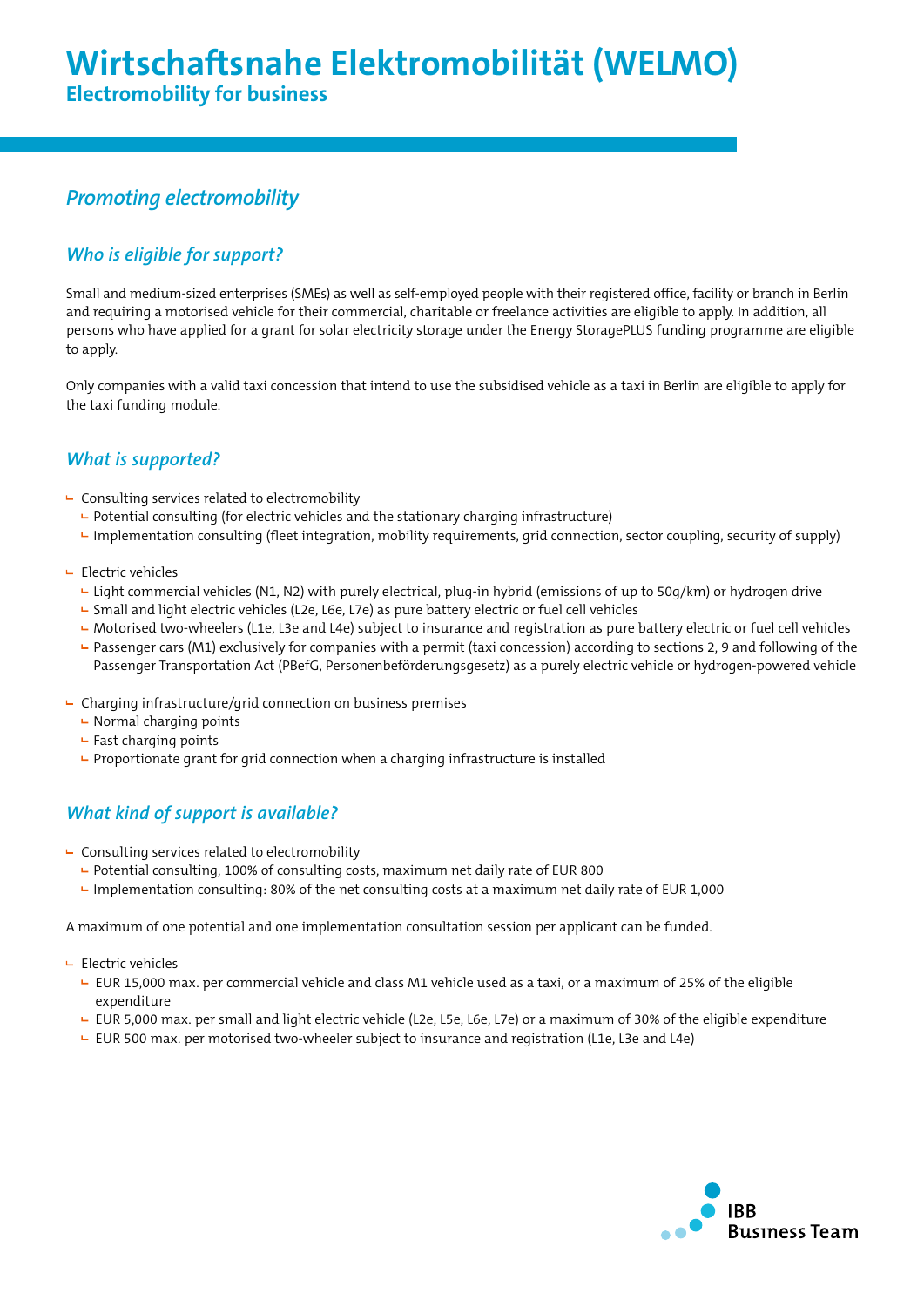# Wirtschaftsnahe Elektromobilität (WELMO)

## Electromobility for business

### *Promoting electromobility*

### *Who is eligible for support?*

Small and medium-sized enterprises (SMEs) as well as self-employed people with their registered office, facility or branch in Berlin and requiring a motorised vehicle for their commercial, charitable or freelance activities are eligible to apply. In addition, all persons who have applied for a grant for solar electricity storage under the Energy StoragePLUS funding programme are eligible to apply.

Only companies with a valid taxi concession that intend to use the subsidised vehicle as a taxi in Berlin are eligible to apply for the taxi funding module.

### *What is supported?*

- Consulting services related to electromobility
  - Potential consulting (for electric vehicles and the stationary charging infrastructure)
  - Implementation consulting (fleet integration, mobility requirements, grid connection, sector coupling, security of supply)

- Electric vehicles
  - Light commercial vehicles (N1, N2) with purely electrical, plug-in hybrid (emissions of up to 50g/km) or hydrogen drive
  - Small and light electric vehicles (L2e, L6e, L7e) as pure battery electric or fuel cell vehicles
  - Motorised two-wheelers (L1e, L3e and L4e) subject to insurance and registration as pure battery electric or fuel cell vehicles
  - Passenger cars (M1) exclusively for companies with a permit (taxi concession) according to sections 2, 9 and following of the Passenger Transportation Act (PBefG, Personenbeförderungsgesetz) as a purely electric vehicle or hydrogen-powered vehicle

- Charging infrastructure/grid connection on business premises
  - Normal charging points
  - Fast charging points
  - Proportionate grant for grid connection when a charging infrastructure is installed

### *What kind of support is available?*

- Consulting services related to electromobility
  - Potential consulting, 100% of consulting costs, maximum net daily rate of EUR 800
  - Implementation consulting: 80% of the net consulting costs at a maximum net daily rate of EUR 1,000

A maximum of one potential and one implementation consultation session per applicant can be funded.

- Electric vehicles
  - EUR 15,000 max. per commercial vehicle and class M1 vehicle used as a taxi, or a maximum of 25% of the eligible expenditure
  - EUR 5,000 max. per small and light electric vehicle (L2e, L5e, L6e, L7e) or a maximum of 30% of the eligible expenditure
  - EUR 500 max. per motorised two-wheeler subject to insurance and registration (L1e, L3e and L4e)

IBB Business Team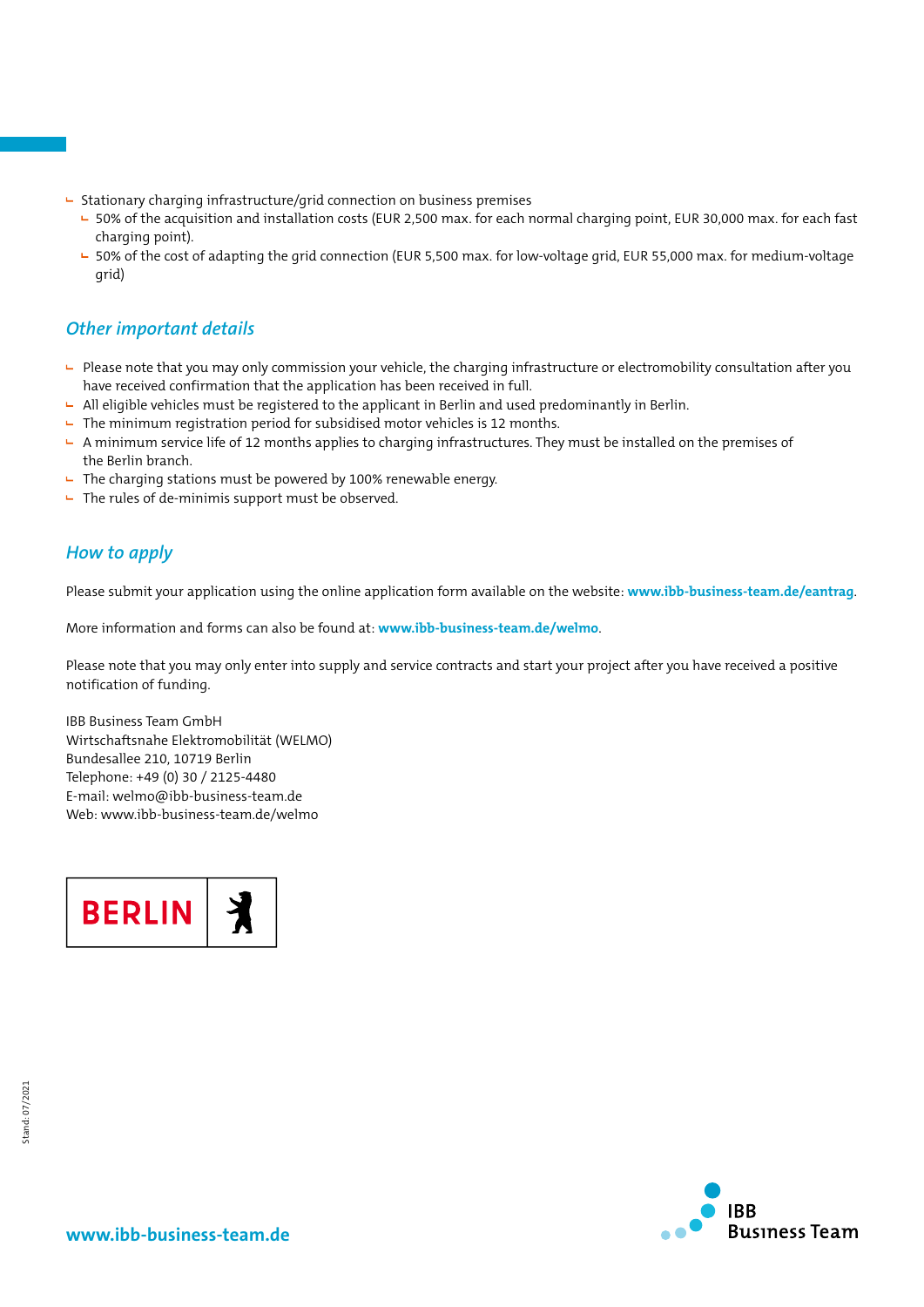- Stationary charging infrastructure/grid connection on business premises
  - 50% of the acquisition and installation costs (EUR 2,500 max. for each normal charging point, EUR 30,000 max. for each fast charging point).
  - 50% of the cost of adapting the grid connection (EUR 5,500 max. for low-voltage grid, EUR 55,000 max. for medium-voltage grid)

## *Other important details*

- Please note that you may only commission your vehicle, the charging infrastructure or electromobility consultation after you have received confirmation that the application has been received in full.
- All eligible vehicles must be registered to the applicant in Berlin and used predominantly in Berlin.
- The minimum registration period for subsidised motor vehicles is 12 months.
- A minimum service life of 12 months applies to charging infrastructures. They must be installed on the premises of the Berlin branch.
- The charging stations must be powered by 100% renewable energy.
- The rules of de-minimis support must be observed.

## *How to apply*

Please submit your application using the online application form available on the website: **www.ibb-business-team.de/eantrag**.

More information and forms can also be found at: **www.ibb-business-team.de/welmo**.

Please note that you may only enter into supply and service contracts and start your project after you have received a positive notification of funding.

IBB Business Team GmbH
Wirtschaftsnahe Elektromobilität (WELMO)
Bundesallee 210, 10719 Berlin
Telephone: +49 (0) 30 / 2125-4480
E-mail: welmo@ibb-business-team.de
Web: www.ibb-business-team.de/welmo

BERLIN

Stand: 07/2021

**www.ibb-business-team.de**

IBB Business Team